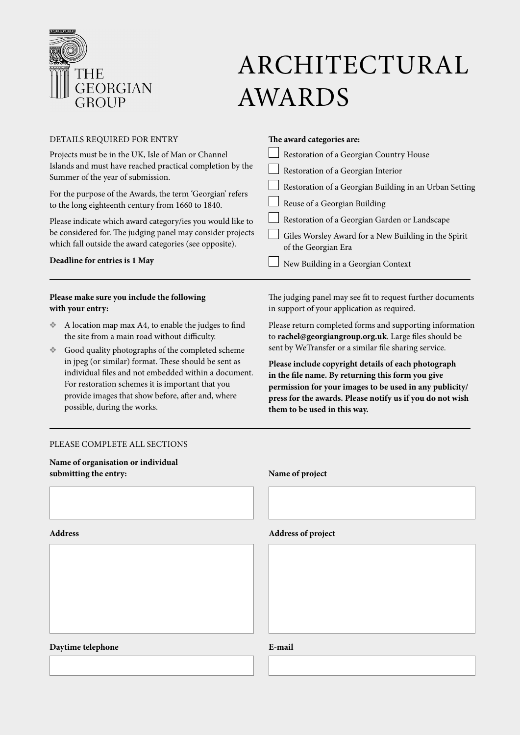THE GEORGIAN GROUP

# ARCHITECTURAL AWARDS

DETAILS REQUIRED FOR ENTRY

Projects must be in the UK, Isle of Man or Channel Islands and must have reached practical completion by the Summer of the year of submission.

For the purpose of the Awards, the term 'Georgian' refers to the long eighteenth century from 1660 to 1840.

Please indicate which award category/ies you would like to be considered for. The judging panel may consider projects which fall outside the award categories (see opposite).

**Deadline for entries is 1 May**

**The award categories are:**

- [ ] Restoration of a Georgian Country House
- [ ] Restoration of a Georgian Interior
- [ ] Restoration of a Georgian Building in an Urban Setting
- [ ] Reuse of a Georgian Building
- [ ] Restoration of a Georgian Garden or Landscape
- [ ] Giles Worsley Award for a New Building in the Spirit of the Georgian Era
- [ ] New Building in a Georgian Context

---

**Please make sure you include the following with your entry:**

- A location map max A4, to enable the judges to find the site from a main road without difficulty.
- Good quality photographs of the completed scheme in jpeg (or similar) format. These should be sent as individual files and not embedded within a document. For restoration schemes it is important that you provide images that show before, after and, where possible, during the works.

The judging panel may see fit to request further documents in support of your application as required.

Please return completed forms and supporting information to **rachel@georgiangroup.org.uk**. Large files should be sent by WeTransfer or a similar file sharing service.

**Please include copyright details of each photograph in the file name. By returning this form you give permission for your images to be used in any publicity/ press for the awards. Please notify us if you do not wish them to be used in this way.**

---

PLEASE COMPLETE ALL SECTIONS

**Name of organisation or individual submitting the entry:**

**Name of project**

**Address**

**Address of project**

**Daytime telephone**

**E-mail**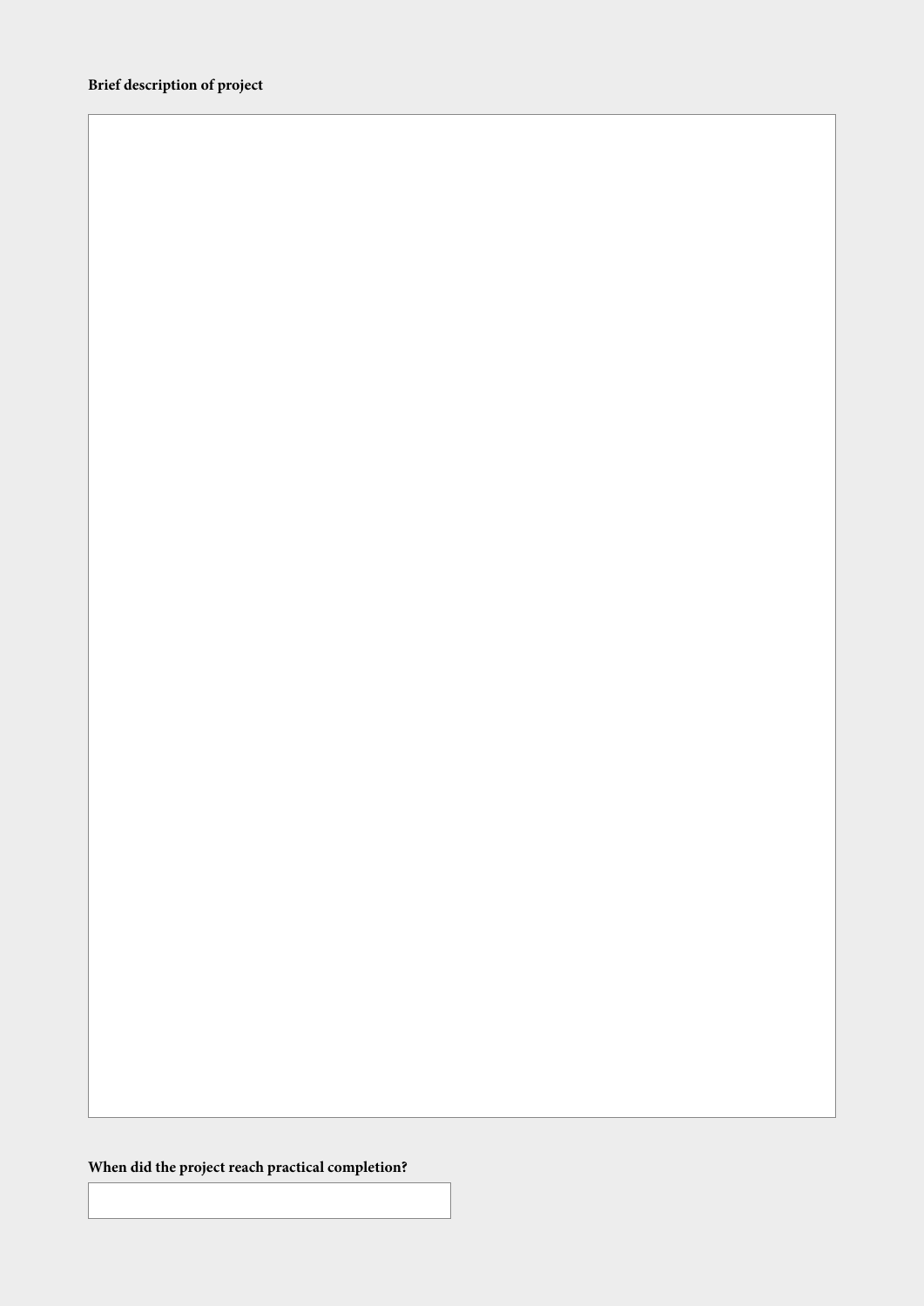**Brief description of project**

**When did the project reach practical completion?**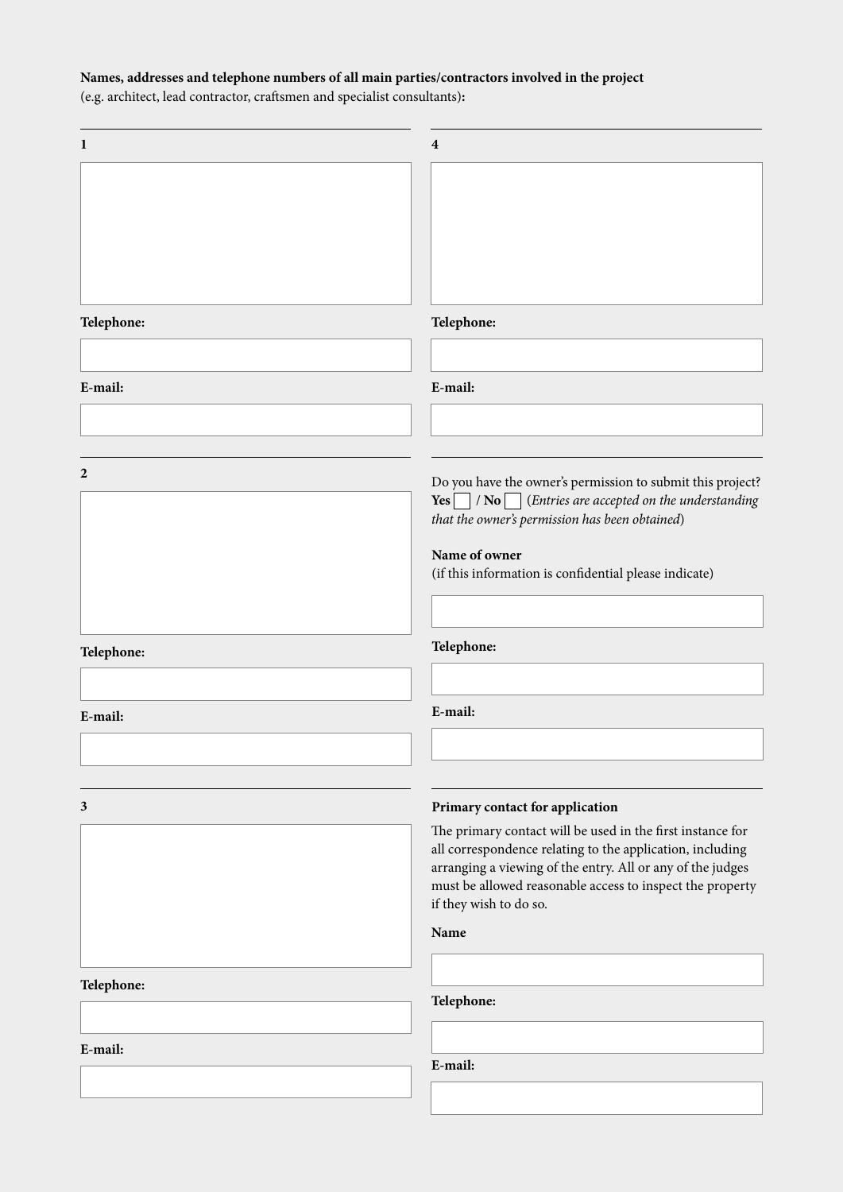**Names, addresses and telephone numbers of all main parties/contractors involved in the project**
(e.g. architect, lead contractor, craftsmen and specialist consultants)**:**

**1**

**Telephone:**

**E-mail:**

**2**

**Telephone:**

**E-mail:**

**3**

**Telephone:**

**E-mail:**

**4**

**Telephone:**

**E-mail:**

Do you have the owner's permission to submit this project?
**Yes** ☐ / **No** ☐ (*Entries are accepted on the understanding that the owner's permission has been obtained*)

**Name of owner**
(if this information is confidential please indicate)

**Telephone:**

**E-mail:**

**Primary contact for application**

The primary contact will be used in the first instance for all correspondence relating to the application, including arranging a viewing of the entry. All or any of the judges must be allowed reasonable access to inspect the property if they wish to do so.

**Name**

**Telephone:**

**E-mail:**